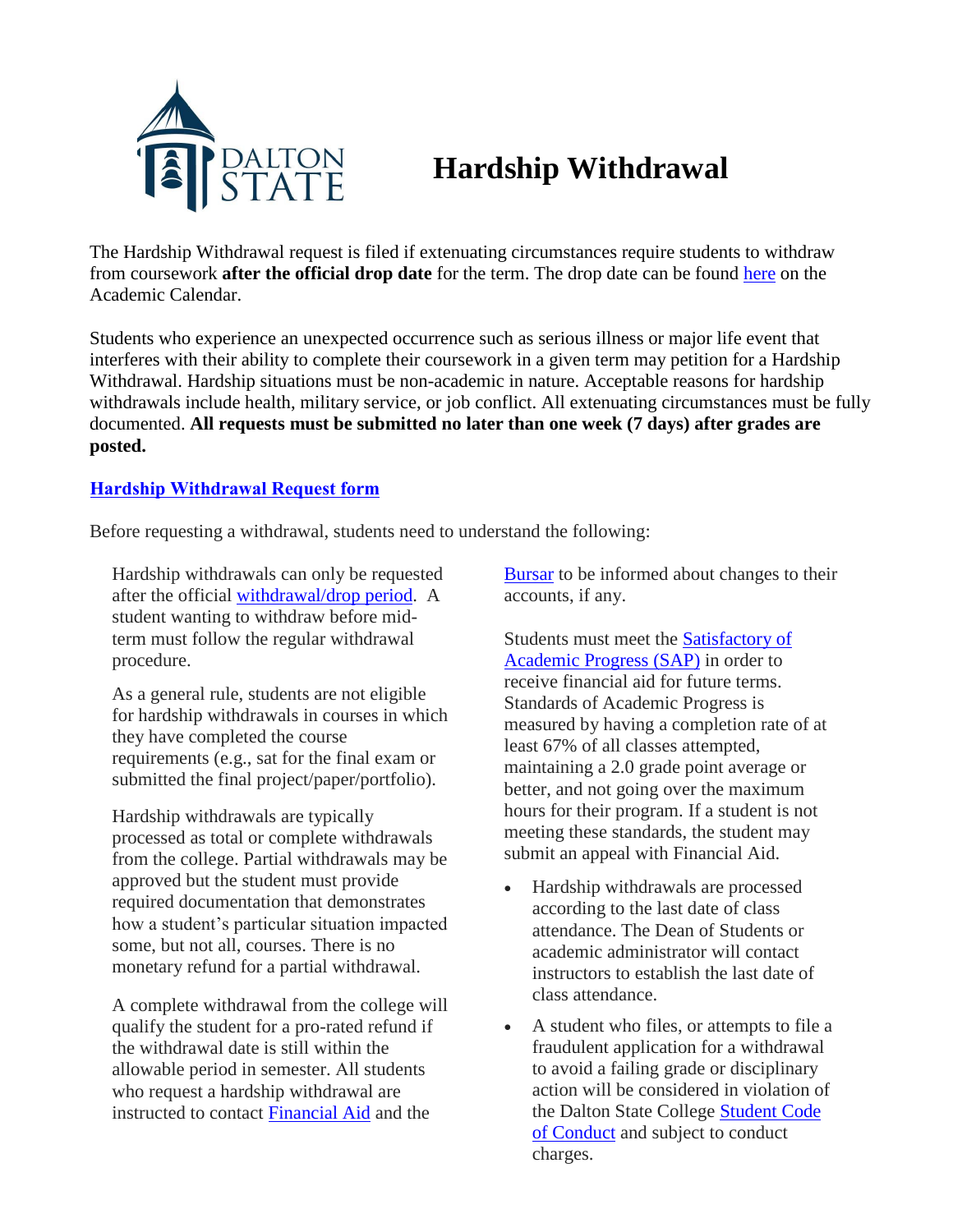# Hardship Withdrawal

The Hardship Withdrawal request is filed if extenuating circumstances require students to withdraw from coursework **after the official drop date** for the term. The drop date can be found here on the Academic Calendar.

Students who experience an unexpected occurrence such as serious illness or major life event that interferes with their ability to complete their coursework in a given term may petition for a Hardship Withdrawal. Hardship situations must be non-academic in nature. Acceptable reasons for hardship withdrawals include health, military service, or job conflict. All extenuating circumstances must be fully documented. **All requests must be submitted no later than one week (7 days) after grades are posted.**

**Hardship Withdrawal Request form**

Before requesting a withdrawal, students need to understand the following:

Hardship withdrawals can only be requested after the official withdrawal/drop period. A student wanting to withdraw before mid-term must follow the regular withdrawal procedure.

As a general rule, students are not eligible for hardship withdrawals in courses in which they have completed the course requirements (e.g., sat for the final exam or submitted the final project/paper/portfolio).

Hardship withdrawals are typically processed as total or complete withdrawals from the college. Partial withdrawals may be approved but the student must provide required documentation that demonstrates how a student's particular situation impacted some, but not all, courses. There is no monetary refund for a partial withdrawal.

A complete withdrawal from the college will qualify the student for a pro-rated refund if the withdrawal date is still within the allowable period in semester. All students who request a hardship withdrawal are instructed to contact Financial Aid and the Bursar to be informed about changes to their accounts, if any.

Students must meet the Satisfactory of Academic Progress (SAP) in order to receive financial aid for future terms. Standards of Academic Progress is measured by having a completion rate of at least 67% of all classes attempted, maintaining a 2.0 grade point average or better, and not going over the maximum hours for their program. If a student is not meeting these standards, the student may submit an appeal with Financial Aid.

- Hardship withdrawals are processed according to the last date of class attendance. The Dean of Students or academic administrator will contact instructors to establish the last date of class attendance.
- A student who files, or attempts to file a fraudulent application for a withdrawal to avoid a failing grade or disciplinary action will be considered in violation of the Dalton State College Student Code of Conduct and subject to conduct charges.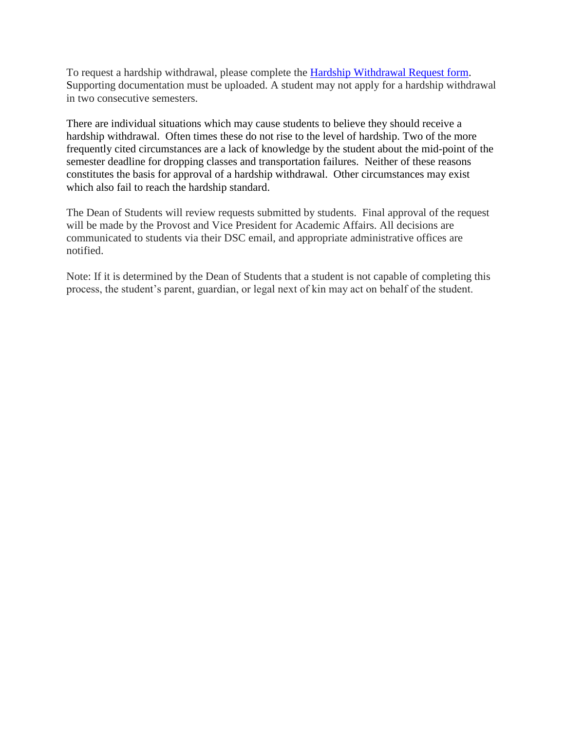To request a hardship withdrawal, please complete the [Hardship Withdrawal Request form](). Supporting documentation must be uploaded. A student may not apply for a hardship withdrawal in two consecutive semesters.

There are individual situations which may cause students to believe they should receive a hardship withdrawal. Often times these do not rise to the level of hardship. Two of the more frequently cited circumstances are a lack of knowledge by the student about the mid-point of the semester deadline for dropping classes and transportation failures. Neither of these reasons constitutes the basis for approval of a hardship withdrawal. Other circumstances may exist which also fail to reach the hardship standard.

The Dean of Students will review requests submitted by students. Final approval of the request will be made by the Provost and Vice President for Academic Affairs. All decisions are communicated to students via their DSC email, and appropriate administrative offices are notified.

Note: If it is determined by the Dean of Students that a student is not capable of completing this process, the student's parent, guardian, or legal next of kin may act on behalf of the student.